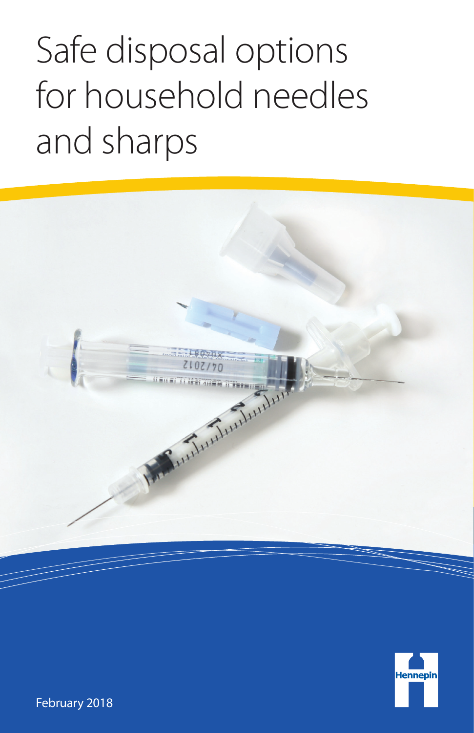# Safe disposal options for household needles and sharps

Hennepin

February 2018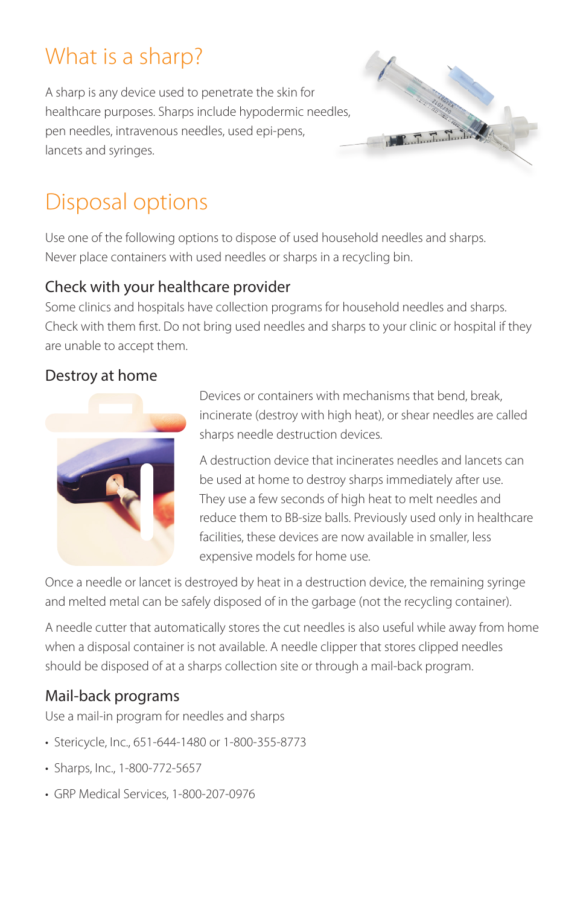# What is a sharp?

A sharp is any device used to penetrate the skin for healthcare purposes. Sharps include hypodermic needles, pen needles, intravenous needles, used epi-pens, lancets and syringes.

# Disposal options

Use one of the following options to dispose of used household needles and sharps. Never place containers with used needles or sharps in a recycling bin.

## Check with your healthcare provider

Some clinics and hospitals have collection programs for household needles and sharps. Check with them first. Do not bring used needles and sharps to your clinic or hospital if they are unable to accept them.

## Destroy at home

Devices or containers with mechanisms that bend, break, incinerate (destroy with high heat), or shear needles are called sharps needle destruction devices.

A destruction device that incinerates needles and lancets can be used at home to destroy sharps immediately after use. They use a few seconds of high heat to melt needles and reduce them to BB-size balls. Previously used only in healthcare facilities, these devices are now available in smaller, less expensive models for home use.

Once a needle or lancet is destroyed by heat in a destruction device, the remaining syringe and melted metal can be safely disposed of in the garbage (not the recycling container).

A needle cutter that automatically stores the cut needles is also useful while away from home when a disposal container is not available. A needle clipper that stores clipped needles should be disposed of at a sharps collection site or through a mail-back program.

## Mail-back programs

Use a mail-in program for needles and sharps

- Stericycle, Inc., 651-644-1480 or 1-800-355-8773
- Sharps, Inc., 1-800-772-5657
- GRP Medical Services, 1-800-207-0976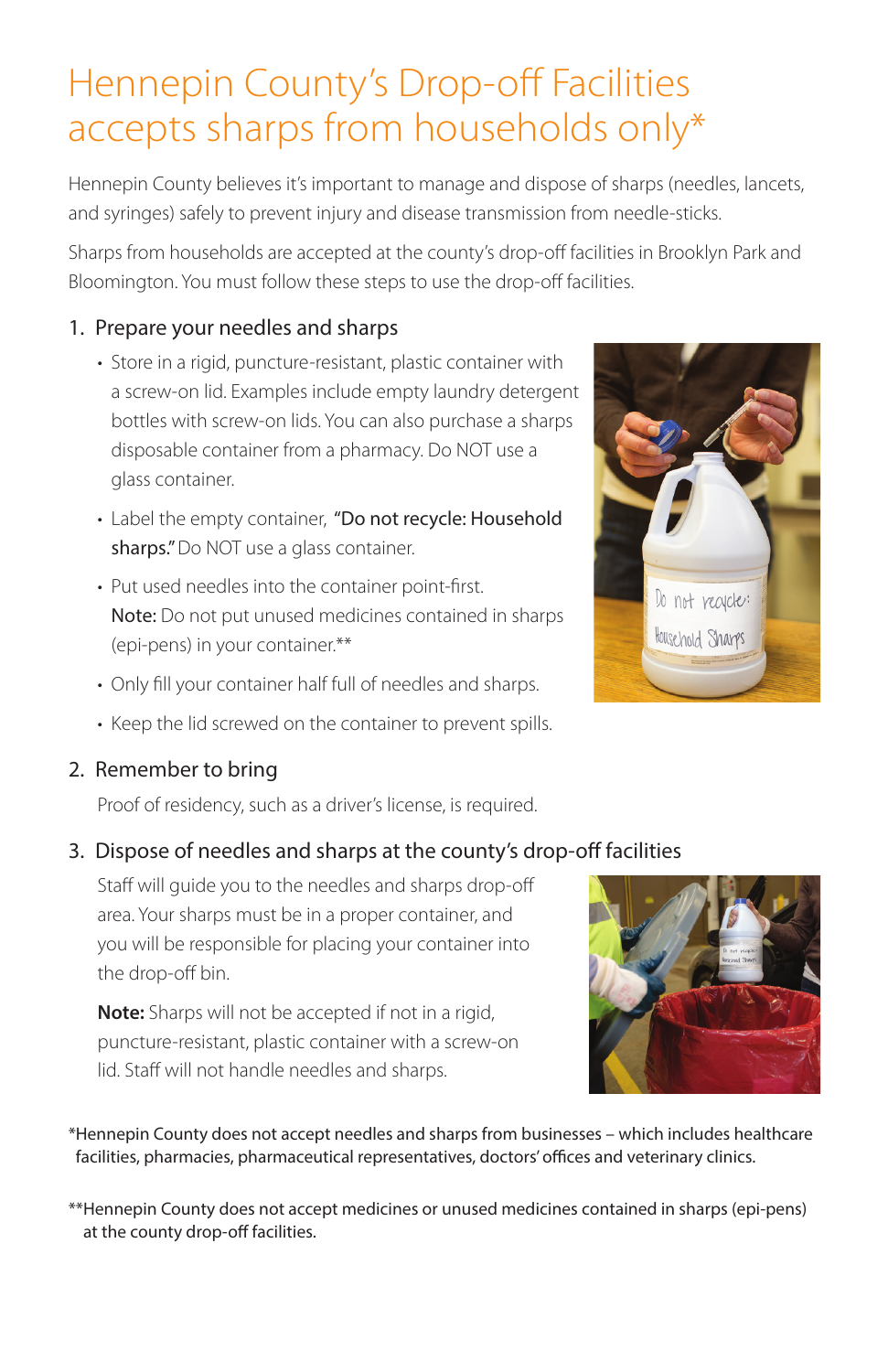# Hennepin County's Drop-off Facilities accepts sharps from households only*

Hennepin County believes it's important to manage and dispose of sharps (needles, lancets, and syringes) safely to prevent injury and disease transmission from needle-sticks.

Sharps from households are accepted at the county's drop-off facilities in Brooklyn Park and Bloomington. You must follow these steps to use the drop-off facilities.

## 1. Prepare your needles and sharps

- Store in a rigid, puncture-resistant, plastic container with a screw-on lid. Examples include empty laundry detergent bottles with screw-on lids. You can also purchase a sharps disposable container from a pharmacy. Do NOT use a glass container.
- Label the empty container, **"Do not recycle: Household sharps."** Do NOT use a glass container.
- Put used needles into the container point-first.
  **Note:** Do not put unused medicines contained in sharps (epi-pens) in your container.**
- Only fill your container half full of needles and sharps.
- Keep the lid screwed on the container to prevent spills.

## 2. Remember to bring

Proof of residency, such as a driver's license, is required.

## 3. Dispose of needles and sharps at the county's drop-off facilities

Staff will guide you to the needles and sharps drop-off area. Your sharps must be in a proper container, and you will be responsible for placing your container into the drop-off bin.

**Note:** Sharps will not be accepted if not in a rigid, puncture-resistant, plastic container with a screw-on lid. Staff will not handle needles and sharps.

*Hennepin County does not accept needles and sharps from businesses – which includes healthcare facilities, pharmacies, pharmaceutical representatives, doctors' offices and veterinary clinics.

**Hennepin County does not accept medicines or unused medicines contained in sharps (epi-pens) at the county drop-off facilities.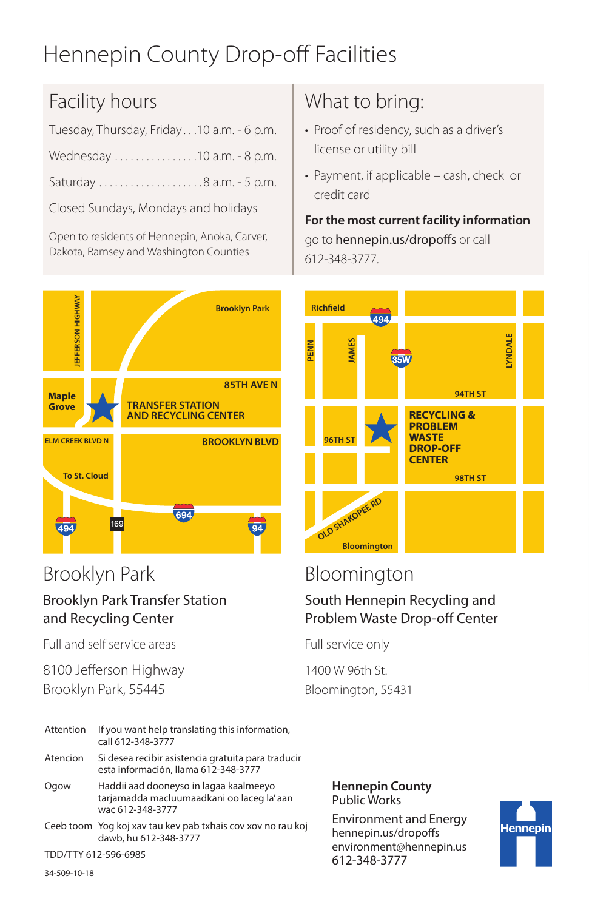# Hennepin County Drop-off Facilities

## Facility hours

Tuesday, Thursday, Friday . . . 10 a.m. - 6 p.m.

Wednesday . . . . . . . . . . . . . . . . 10 a.m. - 8 p.m.

Saturday . . . . . . . . . . . . . . . . . . . . 8 a.m. - 5 p.m.

Closed Sundays, Mondays and holidays

Open to residents of Hennepin, Anoka, Carver, Dakota, Ramsey and Washington Counties

## What to bring:

- Proof of residency, such as a driver's license or utility bill
- Payment, if applicable – cash, check or credit card

**For the most current facility information** go to **hennepin.us/dropoffs** or call 612-348-3777.

JEFFERSON HIGHWAY
Brooklyn Park
Maple Grove
85TH AVE N
TRANSFER STATION AND RECYCLING CENTER
ELM CREEK BLVD N
BROOKLYN BLVD
To St. Cloud
494
169
694
94

Richfield
494
PENN
JAMES
35W
LYNDALE
94TH ST
RECYCLING & PROBLEM WASTE DROP-OFF CENTER
96TH ST
98TH ST
OLD SHAKOPEE RD
Bloomington

## Brooklyn Park

### Brooklyn Park Transfer Station and Recycling Center

Full and self service areas

8100 Jefferson Highway
Brooklyn Park, 55445

## Bloomington

### South Hennepin Recycling and Problem Waste Drop-off Center

Full service only

1400 W 96th St.
Bloomington, 55431

| | |
|---|---|
| Attention | If you want help translating this information, call 612-348-3777 |
| Atencion | Si desea recibir asistencia gratuita para traducir esta información, llama 612-348-3777 |
| Ogow | Haddii aad dooneyso in lagaa kaalmeeyo tarjamadda macluumaadkani oo laceg la' aan wac 612-348-3777 |
| Ceeb toom | Yog koj xav tau kev pab txhais cov xov no rau koj dawb, hu 612-348-3777 |

TDD/TTY 612-596-6985

34-509-10-18

**Hennepin County**
Public Works

Environment and Energy
hennepin.us/dropoffs
environment@hennepin.us
612-348-3777

Hennepin